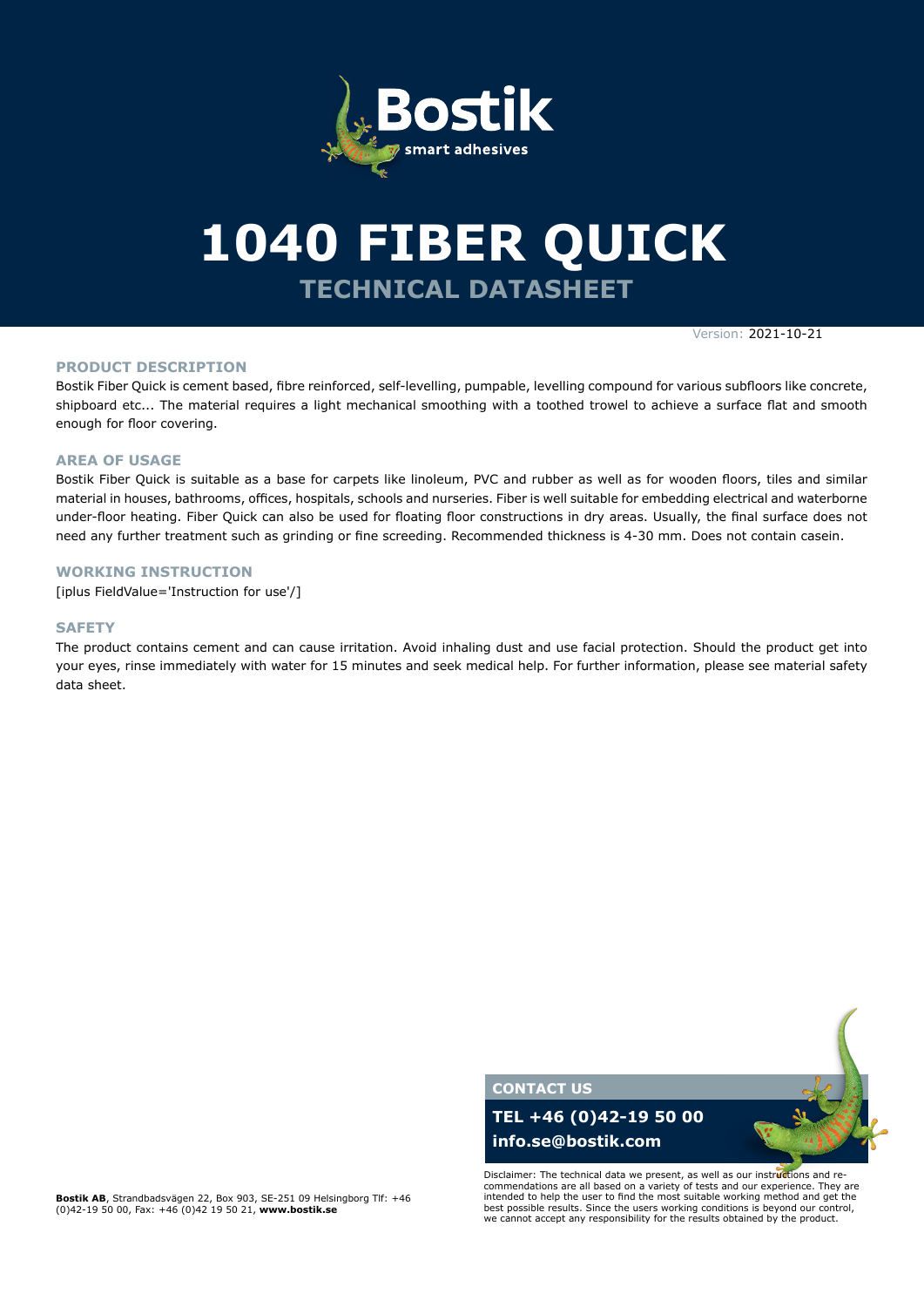Bostik
smart adhesives

# 1040 FIBER QUICK

## TECHNICAL DATASHEET

Version: 2021-10-21

### PRODUCT DESCRIPTION

Bostik Fiber Quick is cement based, fibre reinforced, self-levelling, pumpable, levelling compound for various subfloors like concrete, shipboard etc... The material requires a light mechanical smoothing with a toothed trowel to achieve a surface flat and smooth enough for floor covering.

### AREA OF USAGE

Bostik Fiber Quick is suitable as a base for carpets like linoleum, PVC and rubber as well as for wooden floors, tiles and similar material in houses, bathrooms, offices, hospitals, schools and nurseries. Fiber is well suitable for embedding electrical and waterborne under-floor heating. Fiber Quick can also be used for floating floor constructions in dry areas. Usually, the final surface does not need any further treatment such as grinding or fine screeding. Recommended thickness is 4-30 mm. Does not contain casein.

### WORKING INSTRUCTION

[iplus FieldValue='Instruction for use'/]

### SAFETY

The product contains cement and can cause irritation. Avoid inhaling dust and use facial protection. Should the product get into your eyes, rinse immediately with water for 15 minutes and seek medical help. For further information, please see material safety data sheet.

**CONTACT US**

**TEL +46 (0)42-19 50 00**

**info.se@bostik.com**

Disclaimer: The technical data we present, as well as our instructions and re-commendations are all based on a variety of tests and our experience. They are intended to help the user to find the most suitable working method and get the best possible results. Since the users working conditions is beyond our control, we cannot accept any responsibility for the results obtained by the product.

**Bostik AB**, Strandbadsvägen 22, Box 903, SE-251 09 Helsingborg Tlf: +46 (0)42-19 50 00, Fax: +46 (0)42 19 50 21, **www.bostik.se**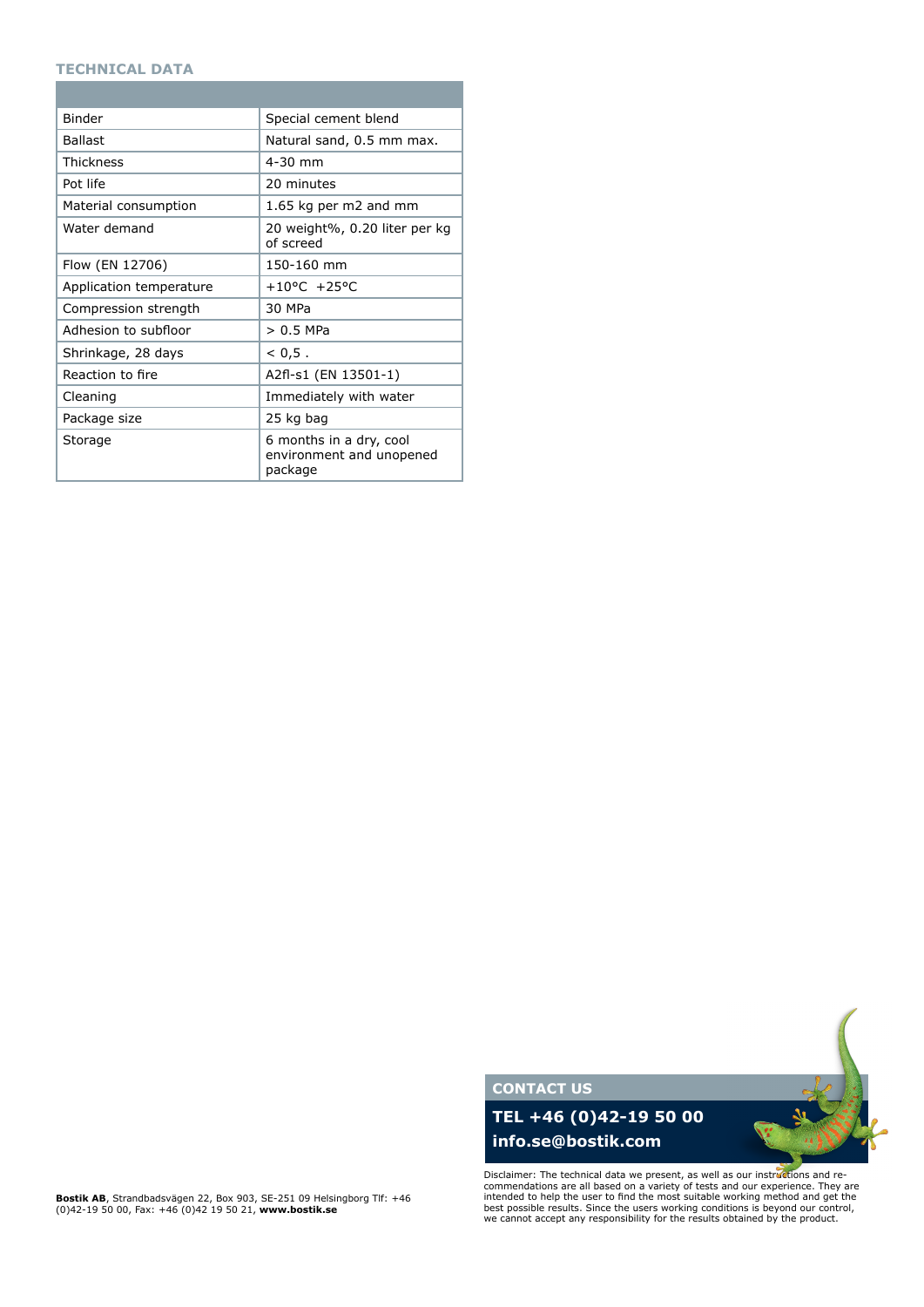## TECHNICAL DATA

| | |
|---|---|
| Binder | Special cement blend |
| Ballast | Natural sand, 0.5 mm max. |
| Thickness | 4-30 mm |
| Pot life | 20 minutes |
| Material consumption | 1.65 kg per m2 and mm |
| Water demand | 20 weight%, 0.20 liter per kg of screed |
| Flow (EN 12706) | 150-160 mm |
| Application temperature | +10°C +25°C |
| Compression strength | 30 MPa |
| Adhesion to subfloor | > 0.5 MPa |
| Shrinkage, 28 days | < 0,5 . |
| Reaction to fire | A2fl-s1 (EN 13501-1) |
| Cleaning | Immediately with water |
| Package size | 25 kg bag |
| Storage | 6 months in a dry, cool environment and unopened package |

**Bostik AB**, Strandbadsvägen 22, Box 903, SE-251 09 Helsingborg Tlf: +46 (0)42-19 50 00, Fax: +46 (0)42 19 50 21, **www.bostik.se**

**CONTACT US**

**TEL +46 (0)42-19 50 00**

**info.se@bostik.com**

Disclaimer: The technical data we present, as well as our instructions and recommendations are all based on a variety of tests and our experience. They are intended to help the user to find the most suitable working method and get the best possible results. Since the users working conditions is beyond our control, we cannot accept any responsibility for the results obtained by the product.